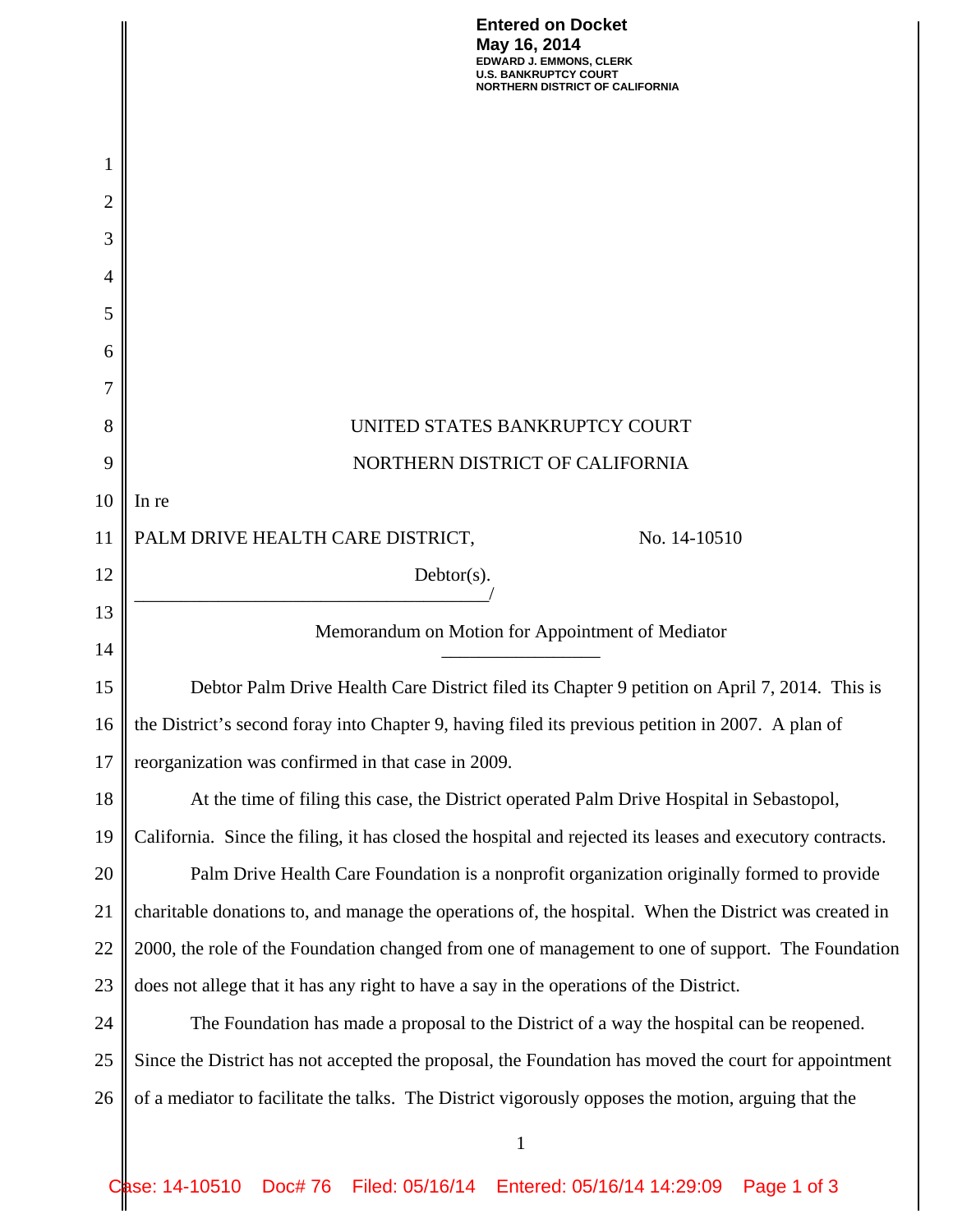**Entered on Docket**
**May 16, 2014**
**EDWARD J. EMMONS, CLERK**
**U.S. BANKRUPTCY COURT**
**NORTHERN DISTRICT OF CALIFORNIA**

UNITED STATES BANKRUPTCY COURT

NORTHERN DISTRICT OF CALIFORNIA

In re

PALM DRIVE HEALTH CARE DISTRICT, No. 14-10510

Debtor(s).

______________________________________/

Memorandum on Motion for Appointment of Mediator

_________________

Debtor Palm Drive Health Care District filed its Chapter 9 petition on April 7, 2014. This is the District's second foray into Chapter 9, having filed its previous petition in 2007. A plan of reorganization was confirmed in that case in 2009.

At the time of filing this case, the District operated Palm Drive Hospital in Sebastopol, California. Since the filing, it has closed the hospital and rejected its leases and executory contracts.

Palm Drive Health Care Foundation is a nonprofit organization originally formed to provide charitable donations to, and manage the operations of, the hospital. When the District was created in 2000, the role of the Foundation changed from one of management to one of support. The Foundation does not allege that it has any right to have a say in the operations of the District.

The Foundation has made a proposal to the District of a way the hospital can be reopened. Since the District has not accepted the proposal, the Foundation has moved the court for appointment of a mediator to facilitate the talks. The District vigorously opposes the motion, arguing that the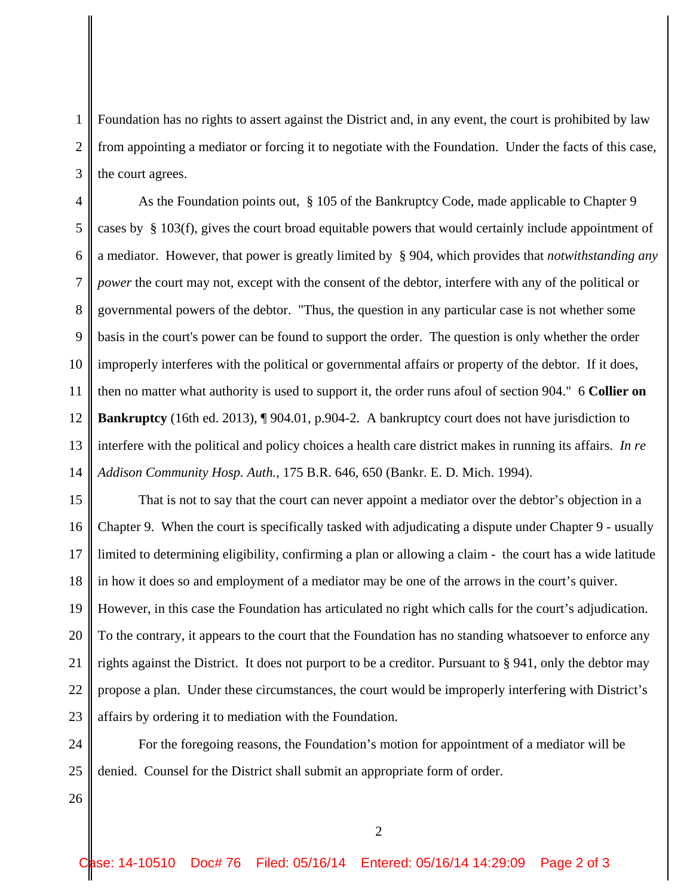Foundation has no rights to assert against the District and, in any event, the court is prohibited by law from appointing a mediator or forcing it to negotiate with the Foundation. Under the facts of this case, the court agrees.

As the Foundation points out, § 105 of the Bankruptcy Code, made applicable to Chapter 9 cases by § 103(f), gives the court broad equitable powers that would certainly include appointment of a mediator. However, that power is greatly limited by § 904, which provides that *notwithstanding any power* the court may not, except with the consent of the debtor, interfere with any of the political or governmental powers of the debtor. "Thus, the question in any particular case is not whether some basis in the court's power can be found to support the order. The question is only whether the order improperly interferes with the political or governmental affairs or property of the debtor. If it does, then no matter what authority is used to support it, the order runs afoul of section 904." 6 **Collier on Bankruptcy** (16th ed. 2013), ¶ 904.01, p.904-2. A bankruptcy court does not have jurisdiction to interfere with the political and policy choices a health care district makes in running its affairs. *In re Addison Community Hosp. Auth.*, 175 B.R. 646, 650 (Bankr. E. D. Mich. 1994).

That is not to say that the court can never appoint a mediator over the debtor's objection in a Chapter 9. When the court is specifically tasked with adjudicating a dispute under Chapter 9 - usually limited to determining eligibility, confirming a plan or allowing a claim - the court has a wide latitude in how it does so and employment of a mediator may be one of the arrows in the court's quiver. However, in this case the Foundation has articulated no right which calls for the court's adjudication. To the contrary, it appears to the court that the Foundation has no standing whatsoever to enforce any rights against the District. It does not purport to be a creditor. Pursuant to § 941, only the debtor may propose a plan. Under these circumstances, the court would be improperly interfering with District's affairs by ordering it to mediation with the Foundation.

For the foregoing reasons, the Foundation's motion for appointment of a mediator will be denied. Counsel for the District shall submit an appropriate form of order.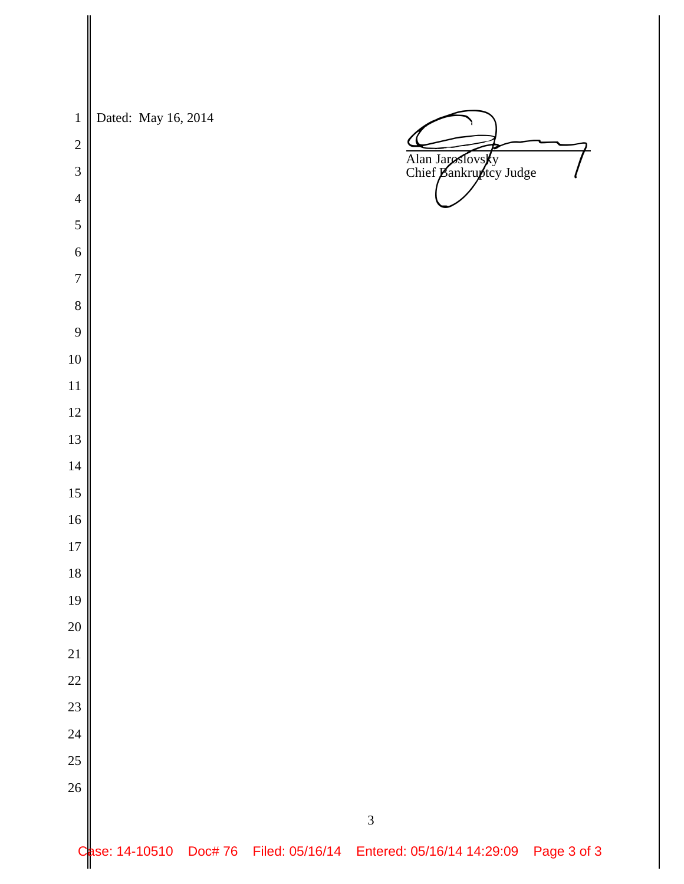Dated: May 16, 2014

Alan Jaroslovsky
Chief Bankruptcy Judge